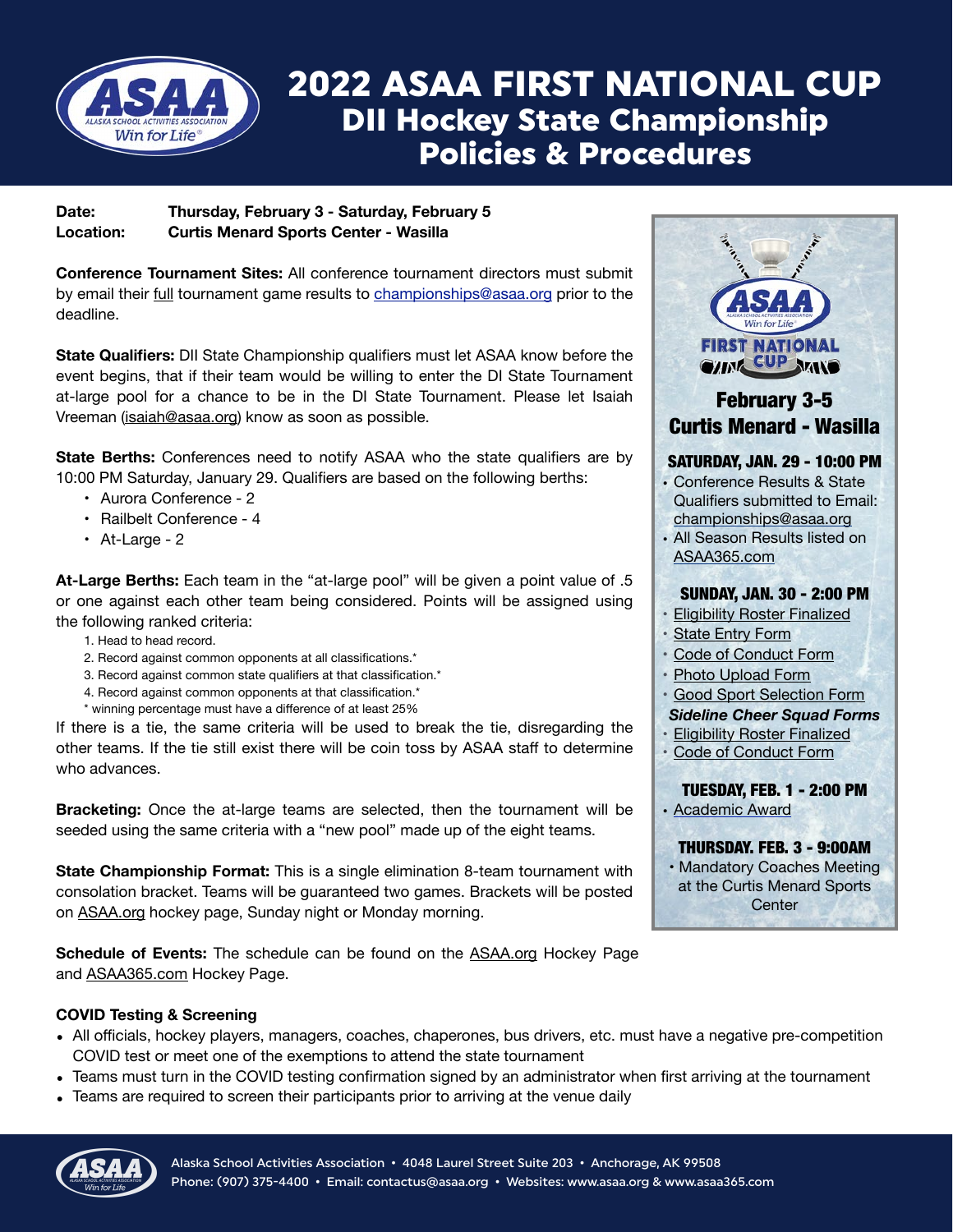# 2022 ASAA FIRST NATIONAL CUP
## DII Hockey State Championship Policies & Procedures

**Date:** **Thursday, February 3 - Saturday, February 5**
**Location:** **Curtis Menard Sports Center - Wasilla**

**Conference Tournament Sites:** All conference tournament directors must submit by email their full tournament game results to championships@asaa.org prior to the deadline.

**State Qualifiers:** DII State Championship qualifiers must let ASAA know before the event begins, that if their team would be willing to enter the DI State Tournament at-large pool for a chance to be in the DI State Tournament. Please let Isaiah Vreeman (isaiah@asaa.org) know as soon as possible.

**State Berths:** Conferences need to notify ASAA who the state qualifiers are by 10:00 PM Saturday, January 29. Qualifiers are based on the following berths:

- Aurora Conference - 2
- Railbelt Conference - 4
- At-Large - 2

**At-Large Berths:** Each team in the "at-large pool" will be given a point value of .5 or one against each other team being considered. Points will be assigned using the following ranked criteria:

1. Head to head record.
2. Record against common opponents at all classifications.*
3. Record against common state qualifiers at that classification.*
4. Record against common opponents at that classification.*

\* winning percentage must have a difference of at least 25%

If there is a tie, the same criteria will be used to break the tie, disregarding the other teams. If the tie still exist there will be coin toss by ASAA staff to determine who advances.

**Bracketing:** Once the at-large teams are selected, then the tournament will be seeded using the same criteria with a "new pool" made up of the eight teams.

**State Championship Format:** This is a single elimination 8-team tournament with consolation bracket. Teams will be guaranteed two games. Brackets will be posted on ASAA.org hockey page, Sunday night or Monday morning.

**Schedule of Events:** The schedule can be found on the ASAA.org Hockey Page and ASAA365.com Hockey Page.

### FIRST NATIONAL CUP

**February 3-5**
**Curtis Menard - Wasilla**

**SATURDAY, JAN. 29 - 10:00 PM**

- Conference Results & State Qualifiers submitted to Email: championships@asaa.org
- All Season Results listed on ASAA365.com

**SUNDAY, JAN. 30 - 2:00 PM**

- Eligibility Roster Finalized
- State Entry Form
- Code of Conduct Form
- Photo Upload Form
- Good Sport Selection Form

***Sideline Cheer Squad Forms***

- Eligibility Roster Finalized
- Code of Conduct Form

**TUESDAY, FEB. 1 - 2:00 PM**

- Academic Award

**THURSDAY. FEB. 3 - 9:00AM**

- Mandatory Coaches Meeting at the Curtis Menard Sports Center

**COVID Testing & Screening**

- All officials, hockey players, managers, coaches, chaperones, bus drivers, etc. must have a negative pre-competition COVID test or meet one of the exemptions to attend the state tournament
- Teams must turn in the COVID testing confirmation signed by an administrator when first arriving at the tournament
- Teams are required to screen their participants prior to arriving at the venue daily

Alaska School Activities Association • 4048 Laurel Street Suite 203 • Anchorage, AK 99508
Phone: (907) 375-4400 • Email: contactus@asaa.org • Websites: www.asaa.org & www.asaa365.com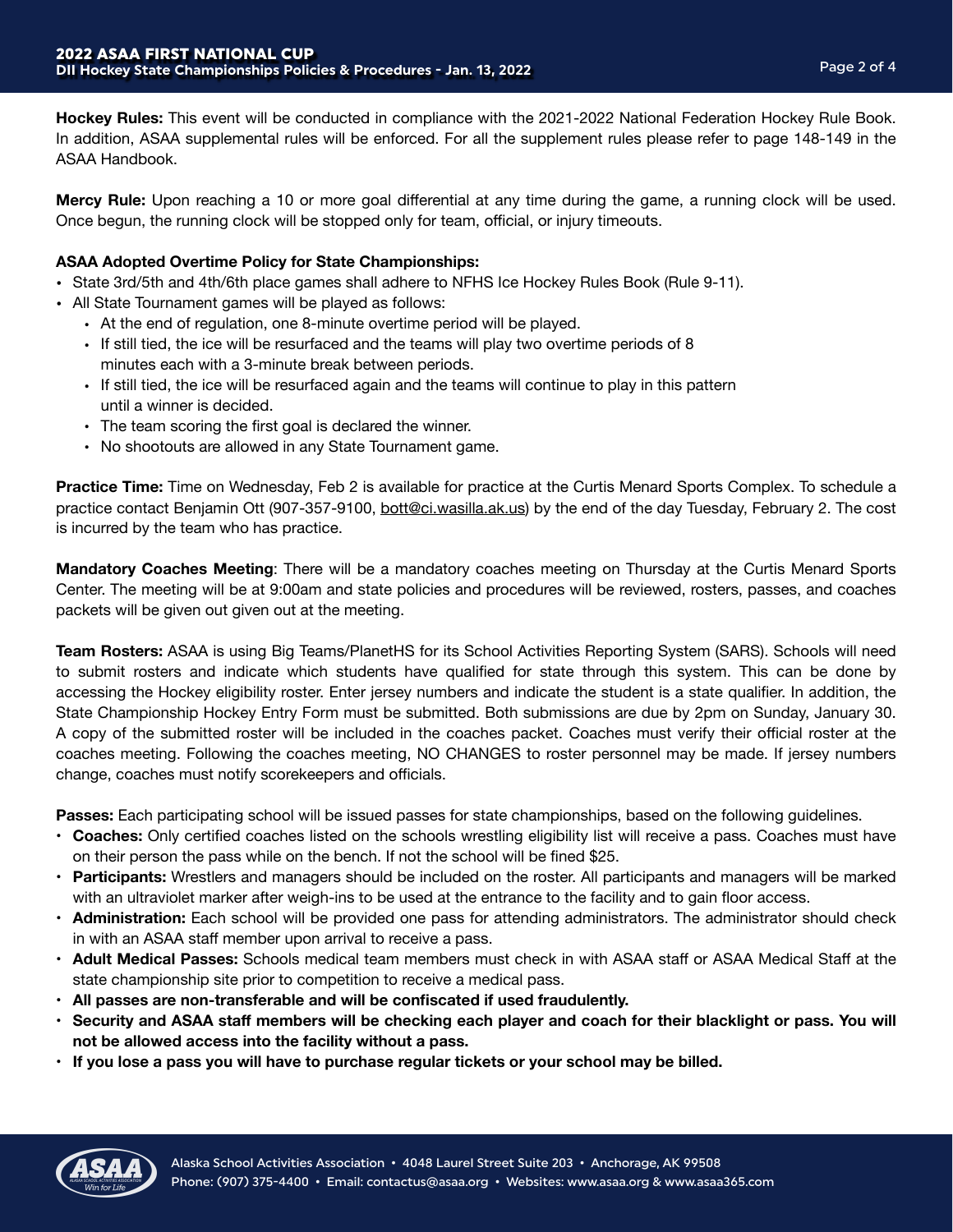**Hockey Rules:** This event will be conducted in compliance with the 2021-2022 National Federation Hockey Rule Book. In addition, ASAA supplemental rules will be enforced. For all the supplement rules please refer to page 148-149 in the ASAA Handbook.

**Mercy Rule:** Upon reaching a 10 or more goal differential at any time during the game, a running clock will be used. Once begun, the running clock will be stopped only for team, official, or injury timeouts.

**ASAA Adopted Overtime Policy for State Championships:**

- State 3rd/5th and 4th/6th place games shall adhere to NFHS Ice Hockey Rules Book (Rule 9-11).
- All State Tournament games will be played as follows:
  - At the end of regulation, one 8-minute overtime period will be played.
  - If still tied, the ice will be resurfaced and the teams will play two overtime periods of 8 minutes each with a 3-minute break between periods.
  - If still tied, the ice will be resurfaced again and the teams will continue to play in this pattern until a winner is decided.
  - The team scoring the first goal is declared the winner.
  - No shootouts are allowed in any State Tournament game.

**Practice Time:** Time on Wednesday, Feb 2 is available for practice at the Curtis Menard Sports Complex. To schedule a practice contact Benjamin Ott (907-357-9100, bott@ci.wasilla.ak.us) by the end of the day Tuesday, February 2. The cost is incurred by the team who has practice.

**Mandatory Coaches Meeting**: There will be a mandatory coaches meeting on Thursday at the Curtis Menard Sports Center. The meeting will be at 9:00am and state policies and procedures will be reviewed, rosters, passes, and coaches packets will be given out given out at the meeting.

**Team Rosters:** ASAA is using Big Teams/PlanetHS for its School Activities Reporting System (SARS). Schools will need to submit rosters and indicate which students have qualified for state through this system. This can be done by accessing the Hockey eligibility roster. Enter jersey numbers and indicate the student is a state qualifier. In addition, the State Championship Hockey Entry Form must be submitted. Both submissions are due by 2pm on Sunday, January 30. A copy of the submitted roster will be included in the coaches packet. Coaches must verify their official roster at the coaches meeting. Following the coaches meeting, NO CHANGES to roster personnel may be made. If jersey numbers change, coaches must notify scorekeepers and officials.

**Passes:** Each participating school will be issued passes for state championships, based on the following guidelines.

- **Coaches:** Only certified coaches listed on the schools wrestling eligibility list will receive a pass. Coaches must have on their person the pass while on the bench. If not the school will be fined $25.
- **Participants:** Wrestlers and managers should be included on the roster. All participants and managers will be marked with an ultraviolet marker after weigh-ins to be used at the entrance to the facility and to gain floor access.
- **Administration:** Each school will be provided one pass for attending administrators. The administrator should check in with an ASAA staff member upon arrival to receive a pass.
- **Adult Medical Passes:** Schools medical team members must check in with ASAA staff or ASAA Medical Staff at the state championship site prior to competition to receive a medical pass.
- **All passes are non-transferable and will be confiscated if used fraudulently.**
- **Security and ASAA staff members will be checking each player and coach for their blacklight or pass. You will not be allowed access into the facility without a pass.**
- **If you lose a pass you will have to purchase regular tickets or your school may be billed.**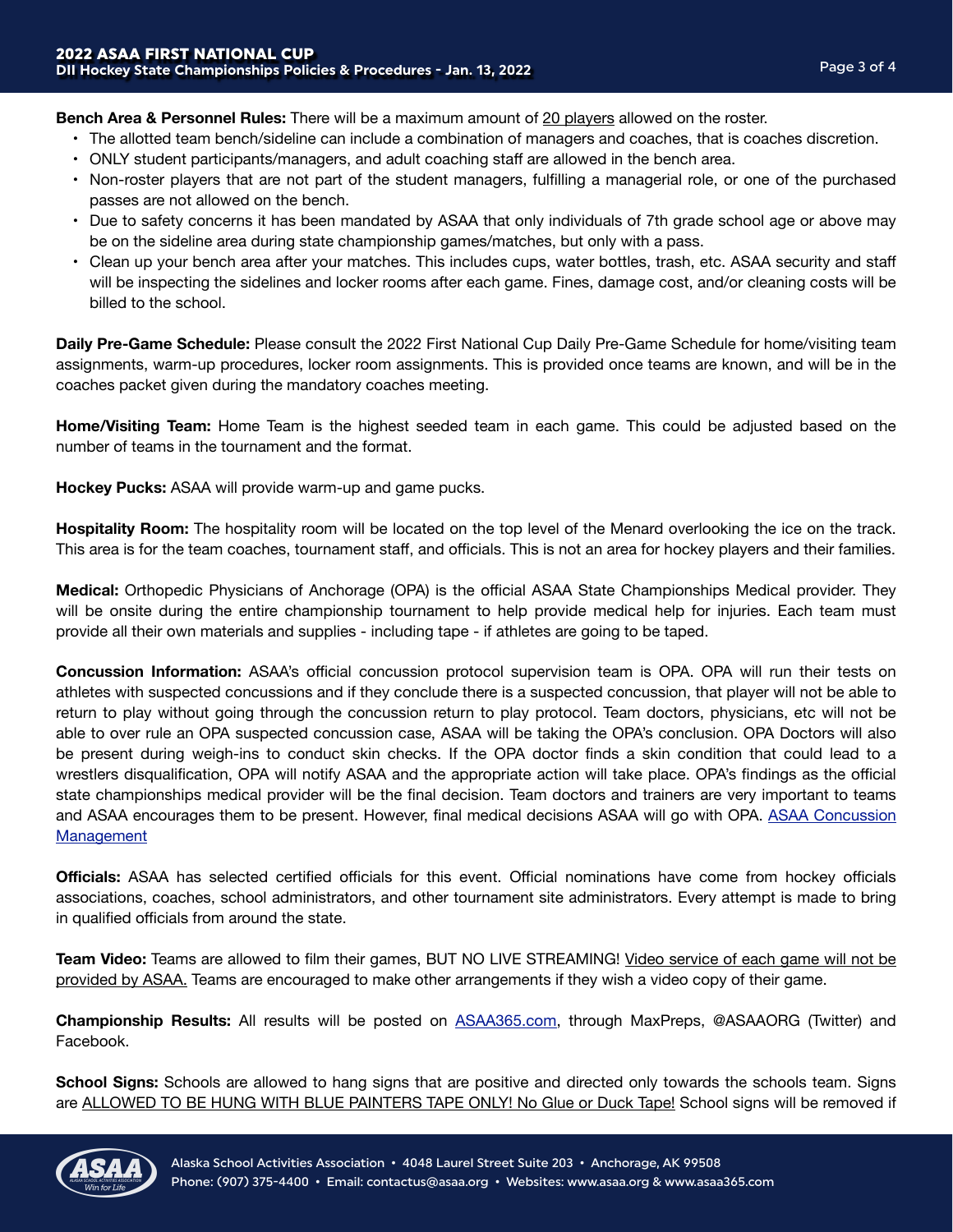**Bench Area & Personnel Rules:** There will be a maximum amount of 20 players allowed on the roster.

- The allotted team bench/sideline can include a combination of managers and coaches, that is coaches discretion.
- ONLY student participants/managers, and adult coaching staff are allowed in the bench area.
- Non-roster players that are not part of the student managers, fulfilling a managerial role, or one of the purchased passes are not allowed on the bench.
- Due to safety concerns it has been mandated by ASAA that only individuals of 7th grade school age or above may be on the sideline area during state championship games/matches, but only with a pass.
- Clean up your bench area after your matches. This includes cups, water bottles, trash, etc. ASAA security and staff will be inspecting the sidelines and locker rooms after each game. Fines, damage cost, and/or cleaning costs will be billed to the school.

**Daily Pre-Game Schedule:** Please consult the 2022 First National Cup Daily Pre-Game Schedule for home/visiting team assignments, warm-up procedures, locker room assignments. This is provided once teams are known, and will be in the coaches packet given during the mandatory coaches meeting.

**Home/Visiting Team:** Home Team is the highest seeded team in each game. This could be adjusted based on the number of teams in the tournament and the format.

**Hockey Pucks:** ASAA will provide warm-up and game pucks.

**Hospitality Room:** The hospitality room will be located on the top level of the Menard overlooking the ice on the track. This area is for the team coaches, tournament staff, and officials. This is not an area for hockey players and their families.

**Medical:** Orthopedic Physicians of Anchorage (OPA) is the official ASAA State Championships Medical provider. They will be onsite during the entire championship tournament to help provide medical help for injuries. Each team must provide all their own materials and supplies - including tape - if athletes are going to be taped.

**Concussion Information:** ASAA's official concussion protocol supervision team is OPA. OPA will run their tests on athletes with suspected concussions and if they conclude there is a suspected concussion, that player will not be able to return to play without going through the concussion return to play protocol. Team doctors, physicians, etc will not be able to over rule an OPA suspected concussion case, ASAA will be taking the OPA's conclusion. OPA Doctors will also be present during weigh-ins to conduct skin checks. If the OPA doctor finds a skin condition that could lead to a wrestlers disqualification, OPA will notify ASAA and the appropriate action will take place. OPA's findings as the official state championships medical provider will be the final decision. Team doctors and trainers are very important to teams and ASAA encourages them to be present. However, final medical decisions ASAA will go with OPA. ASAA Concussion Management

**Officials:** ASAA has selected certified officials for this event. Official nominations have come from hockey officials associations, coaches, school administrators, and other tournament site administrators. Every attempt is made to bring in qualified officials from around the state.

**Team Video:** Teams are allowed to film their games, BUT NO LIVE STREAMING! Video service of each game will not be provided by ASAA. Teams are encouraged to make other arrangements if they wish a video copy of their game.

**Championship Results:** All results will be posted on ASAA365.com, through MaxPreps, @ASAAORG (Twitter) and Facebook.

**School Signs:** Schools are allowed to hang signs that are positive and directed only towards the schools team. Signs are ALLOWED TO BE HUNG WITH BLUE PAINTERS TAPE ONLY! No Glue or Duck Tape! School signs will be removed if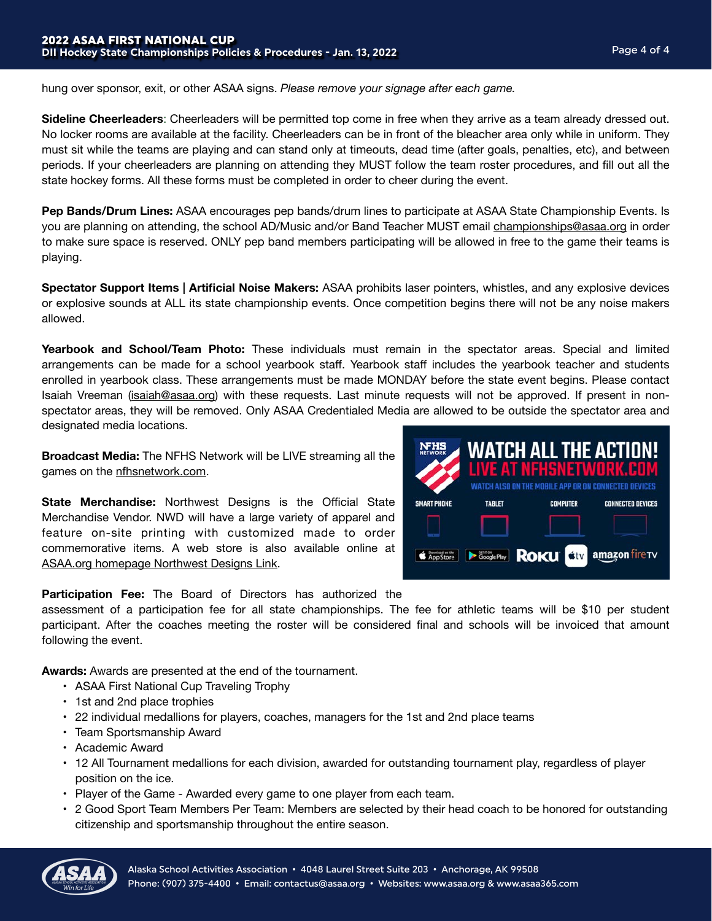hung over sponsor, exit, or other ASAA signs. *Please remove your signage after each game.*

**Sideline Cheerleaders**: Cheerleaders will be permitted top come in free when they arrive as a team already dressed out. No locker rooms are available at the facility. Cheerleaders can be in front of the bleacher area only while in uniform. They must sit while the teams are playing and can stand only at timeouts, dead time (after goals, penalties, etc), and between periods. If your cheerleaders are planning on attending they MUST follow the team roster procedures, and fill out all the state hockey forms. All these forms must be completed in order to cheer during the event.

**Pep Bands/Drum Lines:** ASAA encourages pep bands/drum lines to participate at ASAA State Championship Events. Is you are planning on attending, the school AD/Music and/or Band Teacher MUST email championships@asaa.org in order to make sure space is reserved. ONLY pep band members participating will be allowed in free to the game their teams is playing.

**Spectator Support Items | Artificial Noise Makers:** ASAA prohibits laser pointers, whistles, and any explosive devices or explosive sounds at ALL its state championship events. Once competition begins there will not be any noise makers allowed.

**Yearbook and School/Team Photo:** These individuals must remain in the spectator areas. Special and limited arrangements can be made for a school yearbook staff. Yearbook staff includes the yearbook teacher and students enrolled in yearbook class. These arrangements must be made MONDAY before the state event begins. Please contact Isaiah Vreeman (isaiah@asaa.org) with these requests. Last minute requests will not be approved. If present in non-spectator areas, they will be removed. Only ASAA Credentialed Media are allowed to be outside the spectator area and designated media locations.

**Broadcast Media:** The NFHS Network will be LIVE streaming all the games on the nfhsnetwork.com.

WATCH ALL THE ACTION! LIVE AT NFHSNETWORK.COM

WATCH ALSO ON THE MOBILE APP OR ON CONNECTED DEVICES

SMART PHONE · TABLET · COMPUTER · CONNECTED DEVICES

**State Merchandise:** Northwest Designs is the Official State Merchandise Vendor. NWD will have a large variety of apparel and feature on-site printing with customized made to order commemorative items. A web store is also available online at ASAA.org homepage Northwest Designs Link.

**Participation Fee:** The Board of Directors has authorized the assessment of a participation fee for all state championships. The fee for athletic teams will be $10 per student participant. After the coaches meeting the roster will be considered final and schools will be invoiced that amount following the event.

**Awards:** Awards are presented at the end of the tournament.

- ASAA First National Cup Traveling Trophy
- 1st and 2nd place trophies
- 22 individual medallions for players, coaches, managers for the 1st and 2nd place teams
- Team Sportsmanship Award
- Academic Award
- 12 All Tournament medallions for each division, awarded for outstanding tournament play, regardless of player position on the ice.
- Player of the Game - Awarded every game to one player from each team.
- 2 Good Sport Team Members Per Team: Members are selected by their head coach to be honored for outstanding citizenship and sportsmanship throughout the entire season.